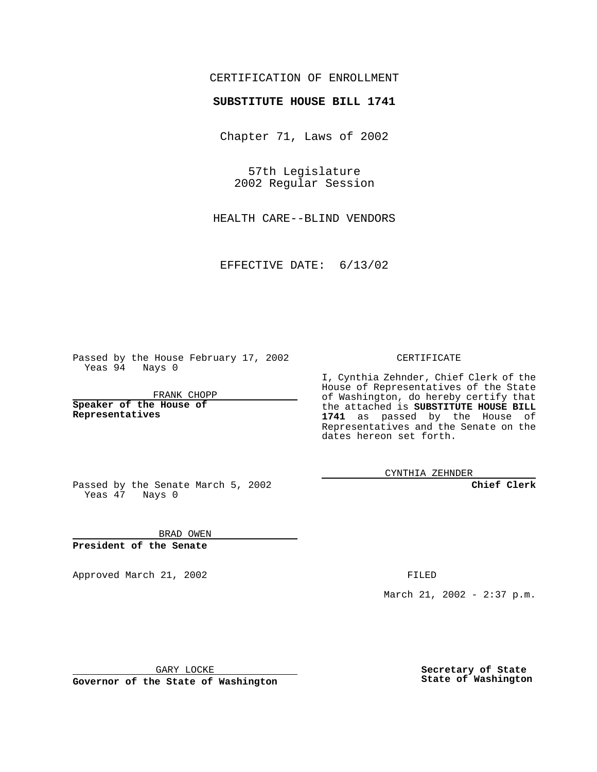CERTIFICATION OF ENROLLMENT

**SUBSTITUTE HOUSE BILL 1741**

Chapter 71, Laws of 2002

57th Legislature
2002 Regular Session

HEALTH CARE--BLIND VENDORS

EFFECTIVE DATE: 6/13/02

Passed by the House February 17, 2002
Yeas 94 Nays 0

FRANK CHOPP

**Speaker of the House of Representatives**

Passed by the Senate March 5, 2002
Yeas 47 Nays 0

BRAD OWEN

**President of the Senate**

Approved March 21, 2002

GARY LOCKE

**Governor of the State of Washington**

CERTIFICATE

I, Cynthia Zehnder, Chief Clerk of the House of Representatives of the State of Washington, do hereby certify that the attached is **SUBSTITUTE HOUSE BILL 1741** as passed by the House of Representatives and the Senate on the dates hereon set forth.

CYNTHIA ZEHNDER

**Chief Clerk**

FILED

March 21, 2002 - 2:37 p.m.

**Secretary of State**
**State of Washington**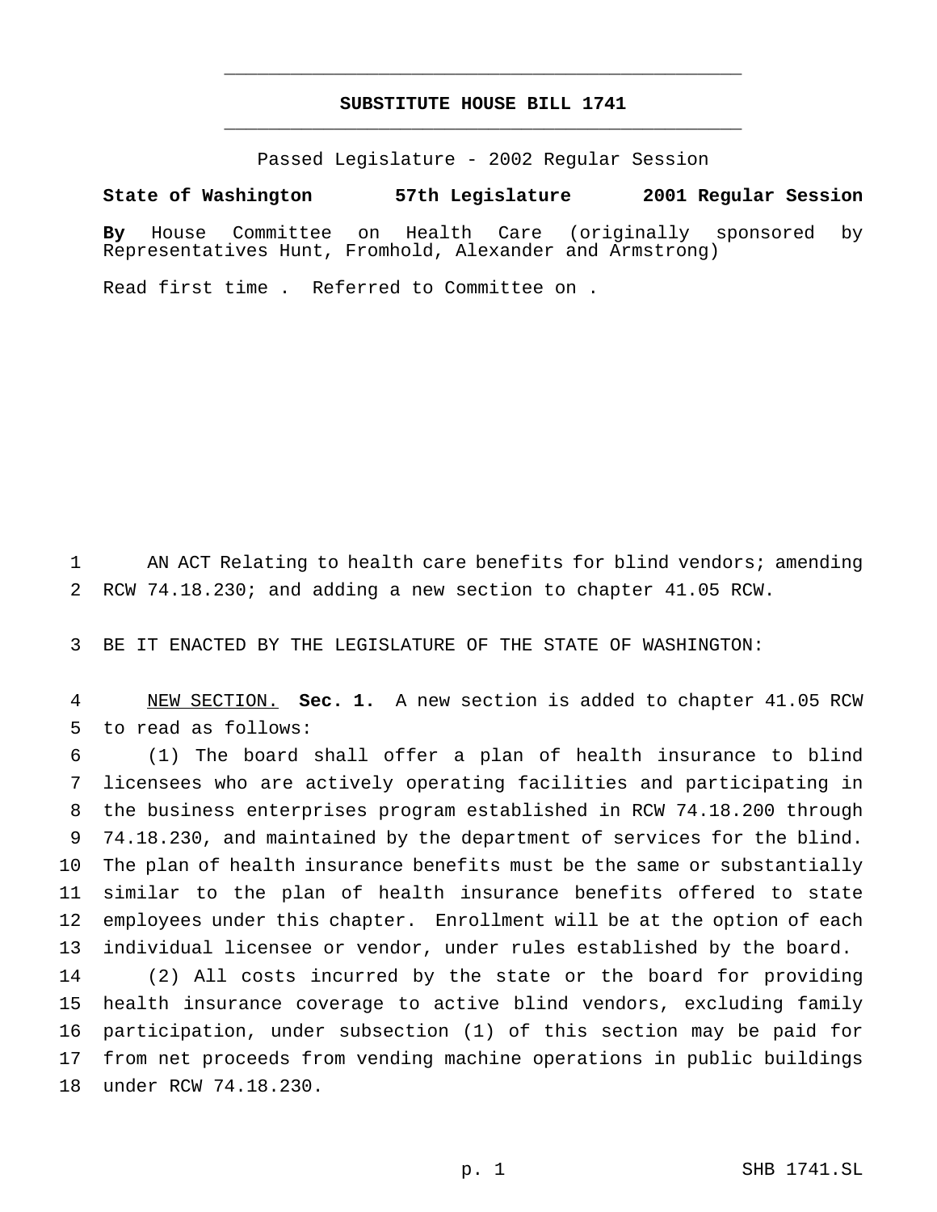# SUBSTITUTE HOUSE BILL 1741

Passed Legislature - 2002 Regular Session

**State of Washington 57th Legislature 2001 Regular Session**

**By** House Committee on Health Care (originally sponsored by Representatives Hunt, Fromhold, Alexander and Armstrong)

Read first time . Referred to Committee on .

AN ACT Relating to health care benefits for blind vendors; amending RCW 74.18.230; and adding a new section to chapter 41.05 RCW.

BE IT ENACTED BY THE LEGISLATURE OF THE STATE OF WASHINGTON:

NEW SECTION. **Sec. 1.** A new section is added to chapter 41.05 RCW to read as follows:

(1) The board shall offer a plan of health insurance to blind licensees who are actively operating facilities and participating in the business enterprises program established in RCW 74.18.200 through 74.18.230, and maintained by the department of services for the blind. The plan of health insurance benefits must be the same or substantially similar to the plan of health insurance benefits offered to state employees under this chapter. Enrollment will be at the option of each individual licensee or vendor, under rules established by the board.

(2) All costs incurred by the state or the board for providing health insurance coverage to active blind vendors, excluding family participation, under subsection (1) of this section may be paid for from net proceeds from vending machine operations in public buildings under RCW 74.18.230.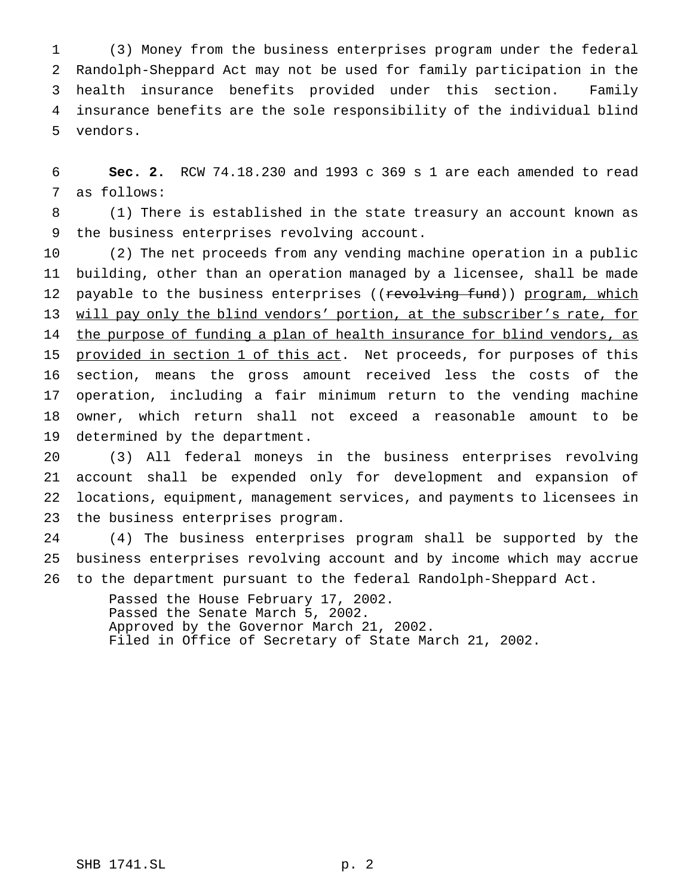(3) Money from the business enterprises program under the federal Randolph-Sheppard Act may not be used for family participation in the health insurance benefits provided under this section. Family insurance benefits are the sole responsibility of the individual blind vendors.

**Sec. 2.** RCW 74.18.230 and 1993 c 369 s 1 are each amended to read as follows:

(1) There is established in the state treasury an account known as the business enterprises revolving account.

(2) The net proceeds from any vending machine operation in a public building, other than an operation managed by a licensee, shall be made payable to the business enterprises ((~~revolving fund~~)) <u>program, which will pay only the blind vendors' portion, at the subscriber's rate, for the purpose of funding a plan of health insurance for blind vendors, as provided in section 1 of this act</u>. Net proceeds, for purposes of this section, means the gross amount received less the costs of the operation, including a fair minimum return to the vending machine owner, which return shall not exceed a reasonable amount to be determined by the department.

(3) All federal moneys in the business enterprises revolving account shall be expended only for development and expansion of locations, equipment, management services, and payments to licensees in the business enterprises program.

(4) The business enterprises program shall be supported by the business enterprises revolving account and by income which may accrue to the department pursuant to the federal Randolph-Sheppard Act.

Passed the House February 17, 2002.
Passed the Senate March 5, 2002.
Approved by the Governor March 21, 2002.
Filed in Office of Secretary of State March 21, 2002.